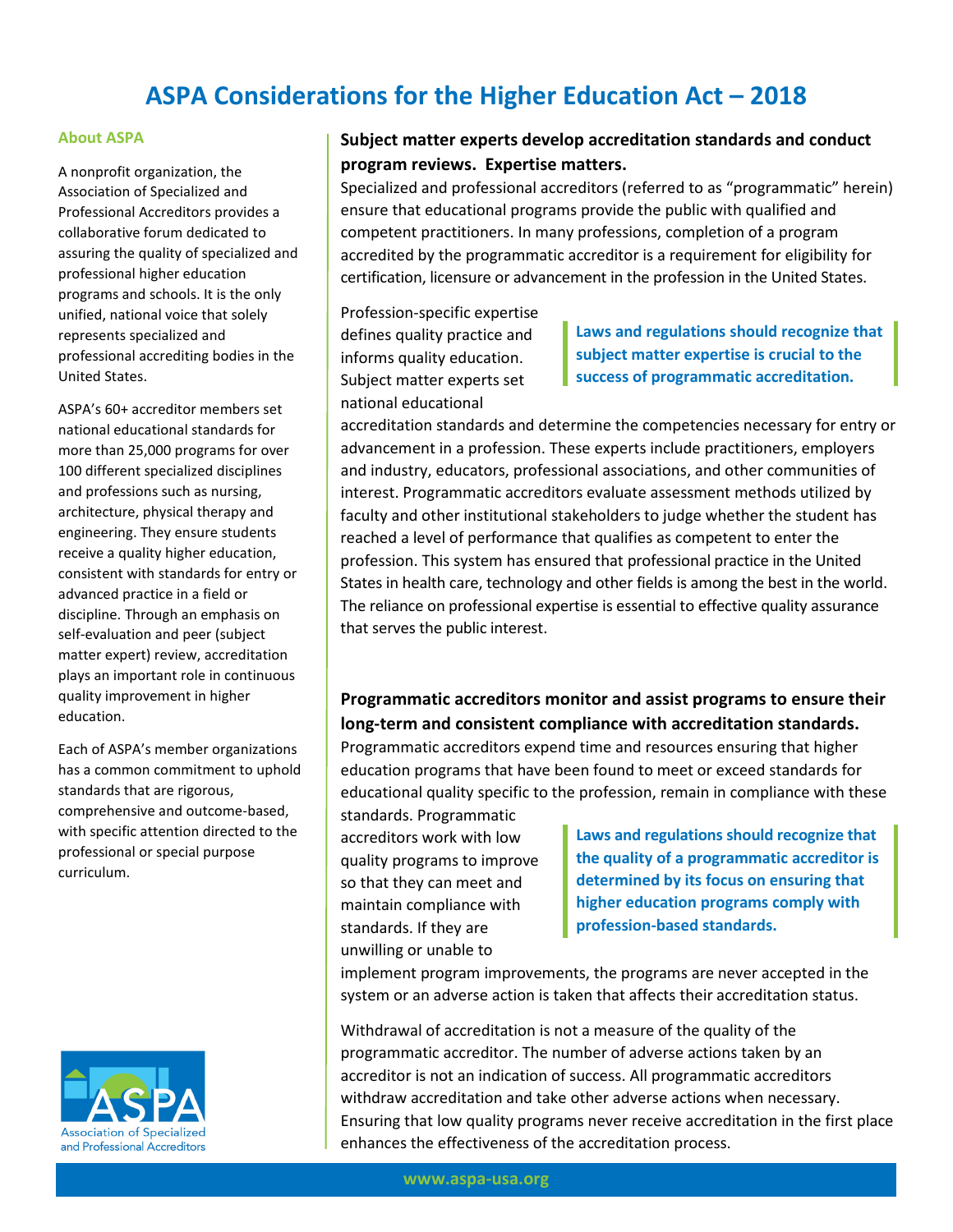# ASPA Considerations for the Higher Education Act – 2018

## About ASPA

A nonprofit organization, the Association of Specialized and Professional Accreditors provides a collaborative forum dedicated to assuring the quality of specialized and professional higher education programs and schools. It is the only unified, national voice that solely represents specialized and professional accrediting bodies in the United States.

ASPA's 60+ accreditor members set national educational standards for more than 25,000 programs for over 100 different specialized disciplines and professions such as nursing, architecture, physical therapy and engineering. They ensure students receive a quality higher education, consistent with standards for entry or advanced practice in a field or discipline. Through an emphasis on self-evaluation and peer (subject matter expert) review, accreditation plays an important role in continuous quality improvement in higher education.

Each of ASPA's member organizations has a common commitment to uphold standards that are rigorous, comprehensive and outcome-based, with specific attention directed to the professional or special purpose curriculum.

Association of Specialized and Professional Accreditors

## Subject matter experts develop accreditation standards and conduct program reviews. Expertise matters.

Specialized and professional accreditors (referred to as "programmatic" herein) ensure that educational programs provide the public with qualified and competent practitioners. In many professions, completion of a program accredited by the programmatic accreditor is a requirement for eligibility for certification, licensure or advancement in the profession in the United States.

**Laws and regulations should recognize that subject matter expertise is crucial to the success of programmatic accreditation.**

Profession-specific expertise defines quality practice and informs quality education. Subject matter experts set national educational accreditation standards and determine the competencies necessary for entry or advancement in a profession. These experts include practitioners, employers and industry, educators, professional associations, and other communities of interest. Programmatic accreditors evaluate assessment methods utilized by faculty and other institutional stakeholders to judge whether the student has reached a level of performance that qualifies as competent to enter the profession. This system has ensured that professional practice in the United States in health care, technology and other fields is among the best in the world. The reliance on professional expertise is essential to effective quality assurance that serves the public interest.

## Programmatic accreditors monitor and assist programs to ensure their long-term and consistent compliance with accreditation standards.

Programmatic accreditors expend time and resources ensuring that higher education programs that have been found to meet or exceed standards for educational quality specific to the profession, remain in compliance with these standards. Programmatic accreditors work with low quality programs to improve so that they can meet and maintain compliance with standards. If they are unwilling or unable to implement program improvements, the programs are never accepted in the system or an adverse action is taken that affects their accreditation status.

**Laws and regulations should recognize that the quality of a programmatic accreditor is determined by its focus on ensuring that higher education programs comply with profession-based standards.**

Withdrawal of accreditation is not a measure of the quality of the programmatic accreditor. The number of adverse actions taken by an accreditor is not an indication of success. All programmatic accreditors withdraw accreditation and take other adverse actions when necessary. Ensuring that low quality programs never receive accreditation in the first place enhances the effectiveness of the accreditation process.

www.aspa-usa.org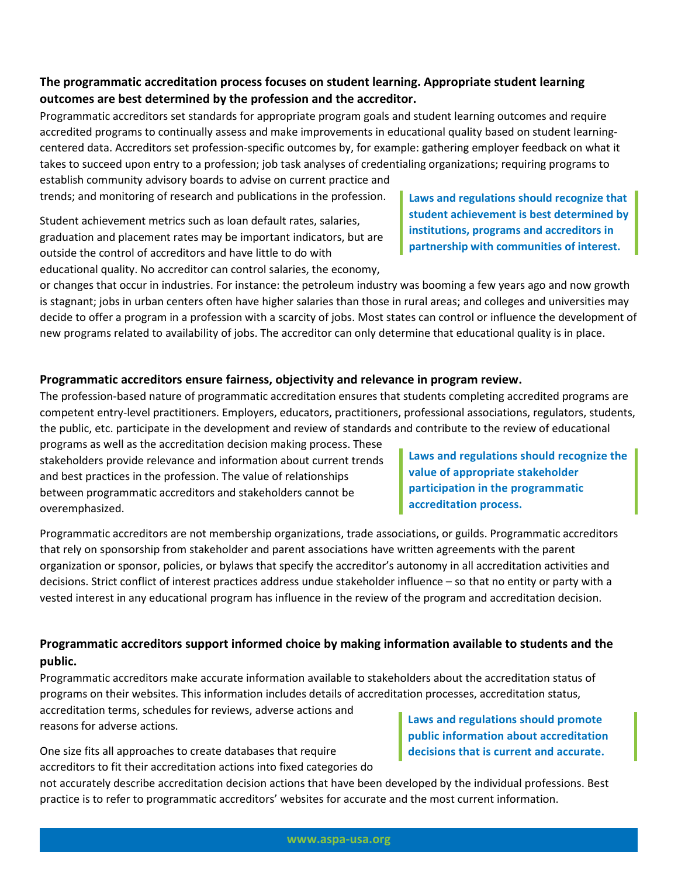**The programmatic accreditation process focuses on student learning. Appropriate student learning outcomes are best determined by the profession and the accreditor.**

Programmatic accreditors set standards for appropriate program goals and student learning outcomes and require accredited programs to continually assess and make improvements in educational quality based on student learning-centered data. Accreditors set profession-specific outcomes by, for example: gathering employer feedback on what it takes to succeed upon entry to a profession; job task analyses of credentialing organizations; requiring programs to establish community advisory boards to advise on current practice and trends; and monitoring of research and publications in the profession.

**Laws and regulations should recognize that student achievement is best determined by institutions, programs and accreditors in partnership with communities of interest.**

Student achievement metrics such as loan default rates, salaries, graduation and placement rates may be important indicators, but are outside the control of accreditors and have little to do with educational quality. No accreditor can control salaries, the economy, or changes that occur in industries. For instance: the petroleum industry was booming a few years ago and now growth is stagnant; jobs in urban centers often have higher salaries than those in rural areas; and colleges and universities may decide to offer a program in a profession with a scarcity of jobs. Most states can control or influence the development of new programs related to availability of jobs. The accreditor can only determine that educational quality is in place.

**Programmatic accreditors ensure fairness, objectivity and relevance in program review.**

The profession-based nature of programmatic accreditation ensures that students completing accredited programs are competent entry-level practitioners. Employers, educators, practitioners, professional associations, regulators, students, the public, etc. participate in the development and review of standards and contribute to the review of educational programs as well as the accreditation decision making process. These stakeholders provide relevance and information about current trends and best practices in the profession. The value of relationships between programmatic accreditors and stakeholders cannot be overemphasized.

**Laws and regulations should recognize the value of appropriate stakeholder participation in the programmatic accreditation process.**

Programmatic accreditors are not membership organizations, trade associations, or guilds. Programmatic accreditors that rely on sponsorship from stakeholder and parent associations have written agreements with the parent organization or sponsor, policies, or bylaws that specify the accreditor's autonomy in all accreditation activities and decisions. Strict conflict of interest practices address undue stakeholder influence – so that no entity or party with a vested interest in any educational program has influence in the review of the program and accreditation decision.

**Programmatic accreditors support informed choice by making information available to students and the public.**

Programmatic accreditors make accurate information available to stakeholders about the accreditation status of programs on their websites. This information includes details of accreditation processes, accreditation status, accreditation terms, schedules for reviews, adverse actions and reasons for adverse actions.

**Laws and regulations should promote public information about accreditation decisions that is current and accurate.**

One size fits all approaches to create databases that require accreditors to fit their accreditation actions into fixed categories do not accurately describe accreditation decision actions that have been developed by the individual professions. Best practice is to refer to programmatic accreditors' websites for accurate and the most current information.

www.aspa-usa.org